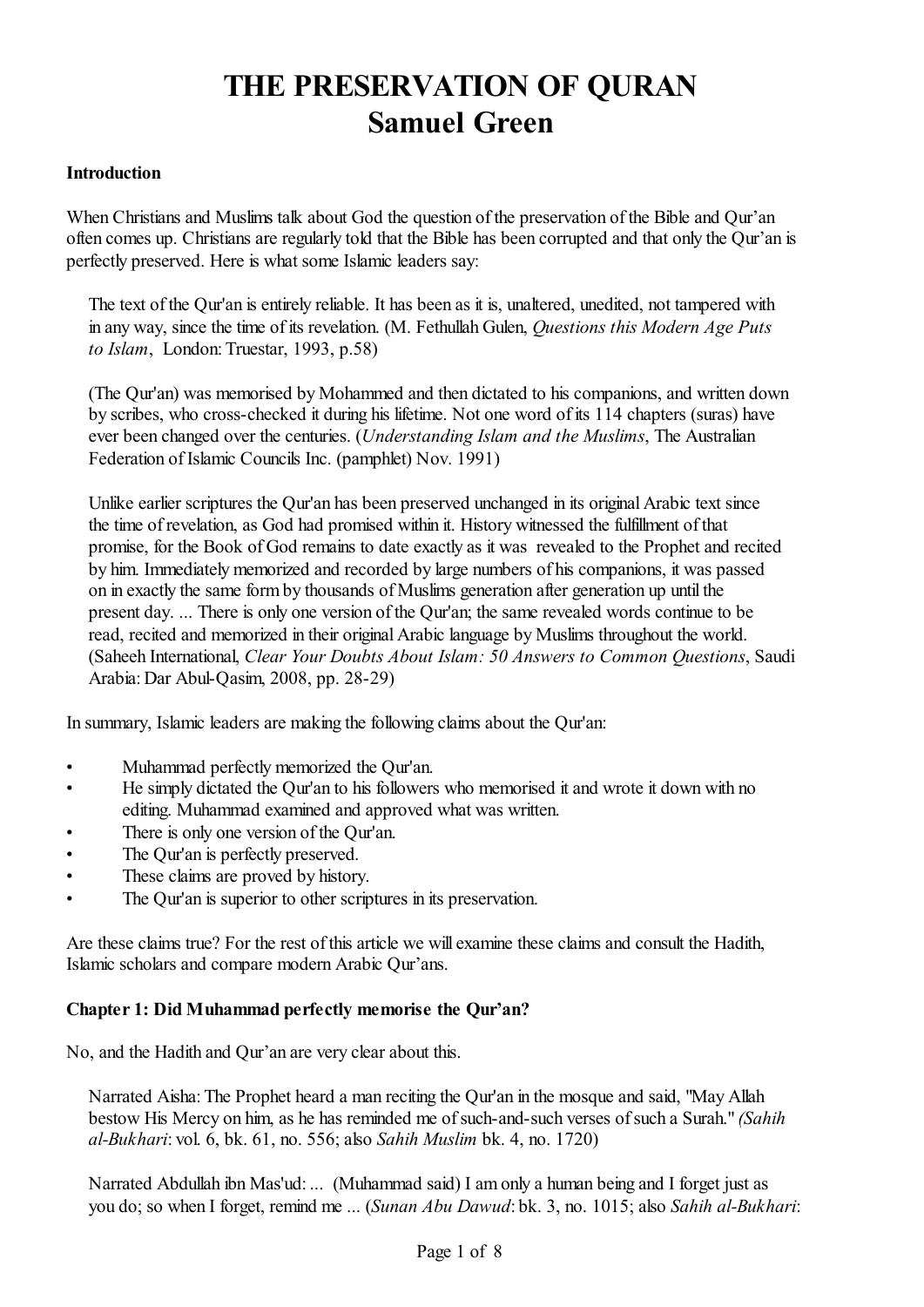# THE PRESERVATION OF QURAN
## Samuel Green

**Introduction**

When Christians and Muslims talk about God the question of the preservation of the Bible and Qur'an often comes up. Christians are regularly told that the Bible has been corrupted and that only the Qur'an is perfectly preserved. Here is what some Islamic leaders say:

> The text of the Qur'an is entirely reliable. It has been as it is, unaltered, unedited, not tampered with in any way, since the time of its revelation. (M. Fethullah Gulen, *Questions this Modern Age Puts to Islam*, London: Truestar, 1993, p.58)

> (The Qur'an) was memorised by Mohammed and then dictated to his companions, and written down by scribes, who cross-checked it during his lifetime. Not one word of its 114 chapters (suras) have ever been changed over the centuries. (*Understanding Islam and the Muslims*, The Australian Federation of Islamic Councils Inc. (pamphlet) Nov. 1991)

> Unlike earlier scriptures the Qur'an has been preserved unchanged in its original Arabic text since the time of revelation, as God had promised within it. History witnessed the fulfillment of that promise, for the Book of God remains to date exactly as it was revealed to the Prophet and recited by him. Immediately memorized and recorded by large numbers of his companions, it was passed on in exactly the same form by thousands of Muslims generation after generation up until the present day. ... There is only one version of the Qur'an; the same revealed words continue to be read, recited and memorized in their original Arabic language by Muslims throughout the world. (Saheeh International, *Clear Your Doubts About Islam: 50 Answers to Common Questions*, Saudi Arabia: Dar Abul-Qasim, 2008, pp. 28-29)

In summary, Islamic leaders are making the following claims about the Qur'an:

- Muhammad perfectly memorized the Qur'an.
- He simply dictated the Qur'an to his followers who memorised it and wrote it down with no editing. Muhammad examined and approved what was written.
- There is only one version of the Qur'an.
- The Qur'an is perfectly preserved.
- These claims are proved by history.
- The Qur'an is superior to other scriptures in its preservation.

Are these claims true? For the rest of this article we will examine these claims and consult the Hadith, Islamic scholars and compare modern Arabic Qur'ans.

**Chapter 1: Did Muhammad perfectly memorise the Qur'an?**

No, and the Hadith and Qur'an are very clear about this.

> Narrated Aisha: The Prophet heard a man reciting the Qur'an in the mosque and said, "May Allah bestow His Mercy on him, as he has reminded me of such-and-such verses of such a Surah." *(Sahih al-Bukhari*: vol. 6, bk. 61, no. 556; also *Sahih Muslim* bk. 4, no. 1720)

> Narrated Abdullah ibn Mas'ud: ... (Muhammad said) I am only a human being and I forget just as you do; so when I forget, remind me ... (*Sunan Abu Dawud*: bk. 3, no. 1015; also *Sahih al-Bukhari*: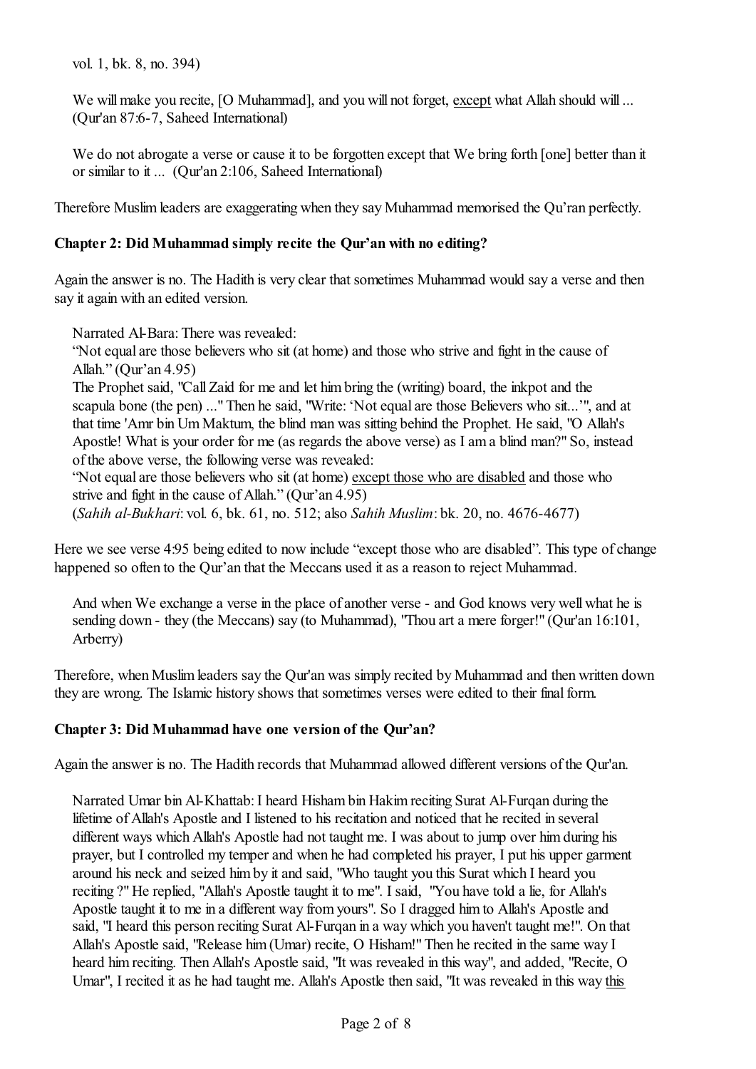vol. 1, bk. 8, no. 394)

> We will make you recite, [O Muhammad], and you will not forget, <u>except</u> what Allah should will ... (Qur'an 87:6-7, Saheed International)

> We do not abrogate a verse or cause it to be forgotten except that We bring forth [one] better than it or similar to it ... (Qur'an 2:106, Saheed International)

Therefore Muslim leaders are exaggerating when they say Muhammad memorised the Qu'ran perfectly.

**Chapter 2: Did Muhammad simply recite the Qur'an with no editing?**

Again the answer is no. The Hadith is very clear that sometimes Muhammad would say a verse and then say it again with an edited version.

> Narrated Al-Bara: There was revealed:
> "Not equal are those believers who sit (at home) and those who strive and fight in the cause of Allah." (Qur'an 4.95)
> The Prophet said, "Call Zaid for me and let him bring the (writing) board, the inkpot and the scapula bone (the pen) ..." Then he said, "Write: 'Not equal are those Believers who sit...'", and at that time 'Amr bin Um Maktum, the blind man was sitting behind the Prophet. He said, "O Allah's Apostle! What is your order for me (as regards the above verse) as I am a blind man?" So, instead of the above verse, the following verse was revealed:
> "Not equal are those believers who sit (at home) <u>except those who are disabled</u> and those who strive and fight in the cause of Allah." (Qur'an 4.95)
> (*Sahih al-Bukhari*: vol. 6, bk. 61, no. 512; also *Sahih Muslim*: bk. 20, no. 4676-4677)

Here we see verse 4:95 being edited to now include "except those who are disabled". This type of change happened so often to the Qur'an that the Meccans used it as a reason to reject Muhammad.

> And when We exchange a verse in the place of another verse - and God knows very well what he is sending down - they (the Meccans) say (to Muhammad), "Thou art a mere forger!" (Qur'an 16:101, Arberry)

Therefore, when Muslim leaders say the Qur'an was simply recited by Muhammad and then written down they are wrong. The Islamic history shows that sometimes verses were edited to their final form.

**Chapter 3: Did Muhammad have one version of the Qur'an?**

Again the answer is no. The Hadith records that Muhammad allowed different versions of the Qur'an.

> Narrated Umar bin Al-Khattab: I heard Hisham bin Hakim reciting Surat Al-Furqan during the lifetime of Allah's Apostle and I listened to his recitation and noticed that he recited in several different ways which Allah's Apostle had not taught me. I was about to jump over him during his prayer, but I controlled my temper and when he had completed his prayer, I put his upper garment around his neck and seized him by it and said, "Who taught you this Surat which I heard you reciting ?" He replied, "Allah's Apostle taught it to me". I said, "You have told a lie, for Allah's Apostle taught it to me in a different way from yours". So I dragged him to Allah's Apostle and said, "I heard this person reciting Surat Al-Furqan in a way which you haven't taught me!". On that Allah's Apostle said, "Release him (Umar) recite, O Hisham!" Then he recited in the same way I heard him reciting. Then Allah's Apostle said, "It was revealed in this way", and added, "Recite, O Umar", I recited it as he had taught me. Allah's Apostle then said, "It was revealed in this way <u>this</u>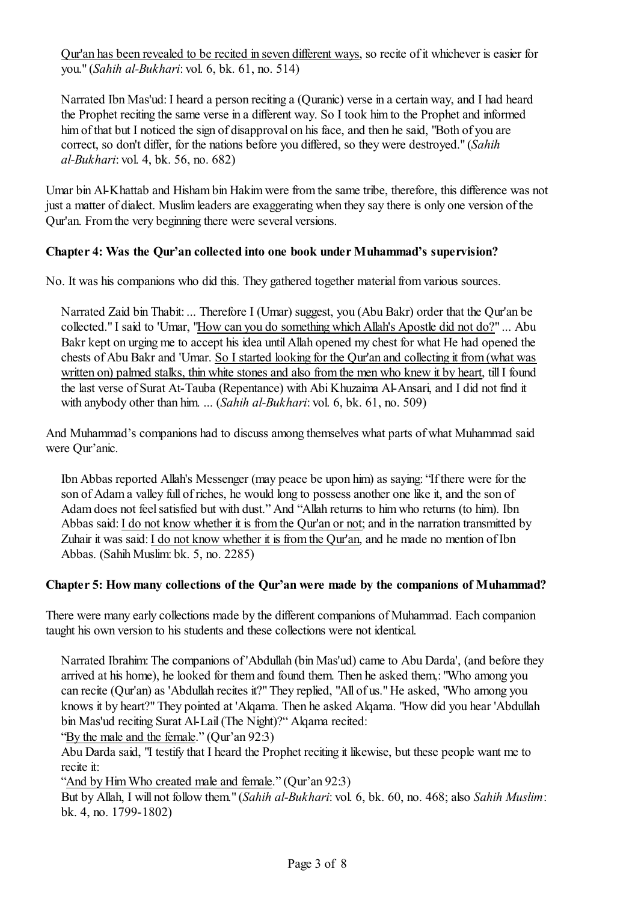Qur'an has been revealed to be recited in seven different ways, so recite of it whichever is easier for you." (*Sahih al-Bukhari*: vol. 6, bk. 61, no. 514)

> Narrated Ibn Mas'ud: I heard a person reciting a (Quranic) verse in a certain way, and I had heard the Prophet reciting the same verse in a different way. So I took him to the Prophet and informed him of that but I noticed the sign of disapproval on his face, and then he said, "Both of you are correct, so don't differ, for the nations before you differed, so they were destroyed." (*Sahih al-Bukhari*: vol. 4, bk. 56, no. 682)

Umar bin Al-Khattab and Hisham bin Hakim were from the same tribe, therefore, this difference was not just a matter of dialect. Muslim leaders are exaggerating when they say there is only one version of the Qur'an. From the very beginning there were several versions.

**Chapter 4: Was the Qur'an collected into one book under Muhammad's supervision?**

No. It was his companions who did this. They gathered together material from various sources.

> Narrated Zaid bin Thabit: ... Therefore I (Umar) suggest, you (Abu Bakr) order that the Qur'an be collected." I said to 'Umar, "How can you do something which Allah's Apostle did not do?" ... Abu Bakr kept on urging me to accept his idea until Allah opened my chest for what He had opened the chests of Abu Bakr and 'Umar. So I started looking for the Qur'an and collecting it from (what was written on) palmed stalks, thin white stones and also from the men who knew it by heart, till I found the last verse of Surat At-Tauba (Repentance) with Abi Khuzaima Al-Ansari, and I did not find it with anybody other than him. ... (*Sahih al-Bukhari*: vol. 6, bk. 61, no. 509)

And Muhammad's companions had to discuss among themselves what parts of what Muhammad said were Qur'anic.

> Ibn Abbas reported Allah's Messenger (may peace be upon him) as saying: "If there were for the son of Adam a valley full of riches, he would long to possess another one like it, and the son of Adam does not feel satisfied but with dust." And "Allah returns to him who returns (to him). Ibn Abbas said: I do not know whether it is from the Qur'an or not; and in the narration transmitted by Zuhair it was said: I do not know whether it is from the Qur'an, and he made no mention of Ibn Abbas. (Sahih Muslim: bk. 5, no. 2285)

**Chapter 5: How many collections of the Qur'an were made by the companions of Muhammad?**

There were many early collections made by the different companions of Muhammad. Each companion taught his own version to his students and these collections were not identical.

> Narrated Ibrahim: The companions of 'Abdullah (bin Mas'ud) came to Abu Darda', (and before they arrived at his home), he looked for them and found them. Then he asked them,: "Who among you can recite (Qur'an) as 'Abdullah recites it?" They replied, "All of us." He asked, "Who among you knows it by heart?" They pointed at 'Alqama. Then he asked Alqama. "How did you hear 'Abdullah bin Mas'ud reciting Surat Al-Lail (The Night)?" Alqama recited:
> "By the male and the female." (Qur'an 92:3)
> Abu Darda said, "I testify that I heard the Prophet reciting it likewise, but these people want me to recite it:
> "And by Him Who created male and female." (Qur'an 92:3)
> But by Allah, I will not follow them." (*Sahih al-Bukhari*: vol. 6, bk. 60, no. 468; also *Sahih Muslim*: bk. 4, no. 1799-1802)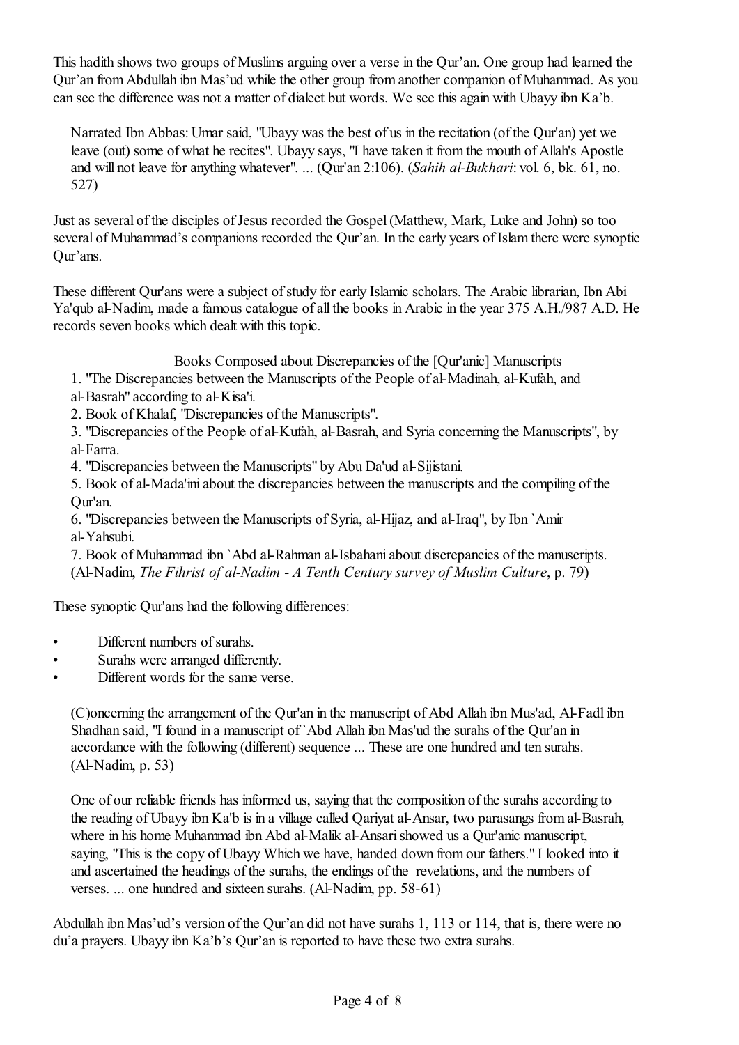This hadith shows two groups of Muslims arguing over a verse in the Qur'an. One group had learned the Qur'an from Abdullah ibn Mas'ud while the other group from another companion of Muhammad. As you can see the difference was not a matter of dialect but words. We see this again with Ubayy ibn Ka'b.

> Narrated Ibn Abbas: Umar said, "Ubayy was the best of us in the recitation (of the Qur'an) yet we leave (out) some of what he recites". Ubayy says, "I have taken it from the mouth of Allah's Apostle and will not leave for anything whatever". ... (Qur'an 2:106). (*Sahih al-Bukhari*: vol. 6, bk. 61, no. 527)

Just as several of the disciples of Jesus recorded the Gospel (Matthew, Mark, Luke and John) so too several of Muhammad's companions recorded the Qur'an. In the early years of Islam there were synoptic Qur'ans.

These different Qur'ans were a subject of study for early Islamic scholars. The Arabic librarian, Ibn Abi Ya'qub al-Nadim, made a famous catalogue of all the books in Arabic in the year 375 A.H./987 A.D. He records seven books which dealt with this topic.

> Books Composed about Discrepancies of the [Qur'anic] Manuscripts
>
> 1. "The Discrepancies between the Manuscripts of the People of al-Madinah, al-Kufah, and al-Basrah" according to al-Kisa'i.
> 2. Book of Khalaf, "Discrepancies of the Manuscripts".
> 3. "Discrepancies of the People of al-Kufah, al-Basrah, and Syria concerning the Manuscripts", by al-Farra.
> 4. "Discrepancies between the Manuscripts" by Abu Da'ud al-Sijistani.
> 5. Book of al-Mada'ini about the discrepancies between the manuscripts and the compiling of the Qur'an.
> 6. "Discrepancies between the Manuscripts of Syria, al-Hijaz, and al-Iraq", by Ibn `Amir al-Yahsubi.
> 7. Book of Muhammad ibn `Abd al-Rahman al-Isbahani about discrepancies of the manuscripts.
>
> (Al-Nadim, *The Fihrist of al-Nadim - A Tenth Century survey of Muslim Culture*, p. 79)

These synoptic Qur'ans had the following differences:

- Different numbers of surahs.
- Surahs were arranged differently.
- Different words for the same verse.

> (C)oncerning the arrangement of the Qur'an in the manuscript of Abd Allah ibn Mus'ad, Al-Fadl ibn Shadhan said, "I found in a manuscript of `Abd Allah ibn Mas'ud the surahs of the Qur'an in accordance with the following (different) sequence ... These are one hundred and ten surahs. (Al-Nadim, p. 53)

> One of our reliable friends has informed us, saying that the composition of the surahs according to the reading of Ubayy ibn Ka'b is in a village called Qariyat al-Ansar, two parasangs from al-Basrah, where in his home Muhammad ibn Abd al-Malik al-Ansari showed us a Qur'anic manuscript, saying, "This is the copy of Ubayy Which we have, handed down from our fathers." I looked into it and ascertained the headings of the surahs, the endings of the revelations, and the numbers of verses. ... one hundred and sixteen surahs. (Al-Nadim, pp. 58-61)

Abdullah ibn Mas'ud's version of the Qur'an did not have surahs 1, 113 or 114, that is, there were no du'a prayers. Ubayy ibn Ka'b's Qur'an is reported to have these two extra surahs.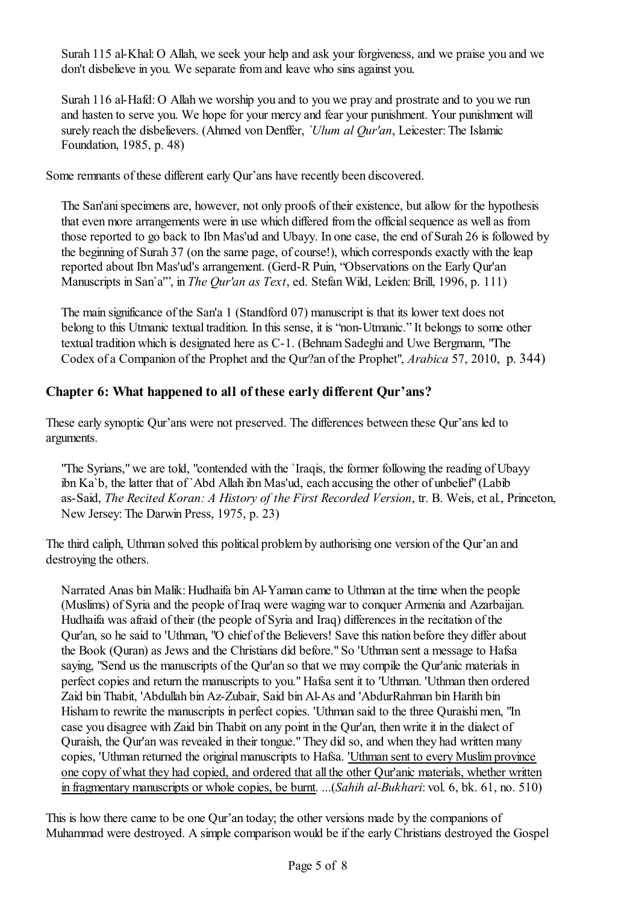> Surah 115 al-Khal: O Allah, we seek your help and ask your forgiveness, and we praise you and we don't disbelieve in you. We separate from and leave who sins against you.
>
> Surah 116 al-Hafd: O Allah we worship you and to you we pray and prostrate and to you we run and hasten to serve you. We hope for your mercy and fear your punishment. Your punishment will surely reach the disbelievers. (Ahmed von Denffer, *`Ulum al Qur'an*, Leicester: The Islamic Foundation, 1985, p. 48)

Some remnants of these different early Qur'ans have recently been discovered.

> The San'ani specimens are, however, not only proofs of their existence, but allow for the hypothesis that even more arrangements were in use which differed from the official sequence as well as from those reported to go back to Ibn Mas'ud and Ubayy. In one case, the end of Surah 26 is followed by the beginning of Surah 37 (on the same page, of course!), which corresponds exactly with the leap reported about Ibn Mas'ud's arrangement. (Gerd-R Puin, "Observations on the Early Qur'an Manuscripts in San`a'", in *The Qur'an as Text*, ed. Stefan Wild, Leiden: Brill, 1996, p. 111)
>
> The main significance of the San'a 1 (Standford 07) manuscript is that its lower text does not belong to this Utmanic textual tradition. In this sense, it is "non-Utmanic." It belongs to some other textual tradition which is designated here as C-1. (Behnam Sadeghi and Uwe Bergmann, "The Codex of a Companion of the Prophet and the Qur?an of the Prophet", *Arabica* 57, 2010, p. 344)

### Chapter 6: What happened to all of these early different Qur'ans?

These early synoptic Qur'ans were not preserved. The differences between these Qur'ans led to arguments.

> "The Syrians," we are told, "contended with the `Iraqis, the former following the reading of Ubayy ibn Ka`b, the latter that of `Abd Allah ibn Mas'ud, each accusing the other of unbelief" (Labib as-Said, *The Recited Koran: A History of the First Recorded Version*, tr. B. Weis, et al., Princeton, New Jersey: The Darwin Press, 1975, p. 23)

The third caliph, Uthman solved this political problem by authorising one version of the Qur'an and destroying the others.

> Narrated Anas bin Malik: Hudhaifa bin Al-Yaman came to Uthman at the time when the people (Muslims) of Syria and the people of Iraq were waging war to conquer Armenia and Azarbaijan. Hudhaifa was afraid of their (the people of Syria and Iraq) differences in the recitation of the Qur'an, so he said to 'Uthman, "O chief of the Believers! Save this nation before they differ about the Book (Quran) as Jews and the Christians did before." So 'Uthman sent a message to Hafsa saying, "Send us the manuscripts of the Qur'an so that we may compile the Qur'anic materials in perfect copies and return the manuscripts to you." Hafsa sent it to 'Uthman. 'Uthman then ordered Zaid bin Thabit, 'Abdullah bin Az-Zubair, Said bin Al-As and 'AbdurRahman bin Harith bin Hisham to rewrite the manuscripts in perfect copies. 'Uthman said to the three Quraishi men, "In case you disagree with Zaid bin Thabit on any point in the Qur'an, then write it in the dialect of Quraish, the Qur'an was revealed in their tongue." They did so, and when they had written many copies, 'Uthman returned the original manuscripts to Hafsa. <u>'Uthman sent to every Muslim province one copy of what they had copied, and ordered that all the other Qur'anic materials, whether written in fragmentary manuscripts or whole copies, be burnt</u>. ...(*Sahih al-Bukhari*: vol. 6, bk. 61, no. 510)

This is how there came to be one Qur'an today; the other versions made by the companions of Muhammad were destroyed. A simple comparison would be if the early Christians destroyed the Gospel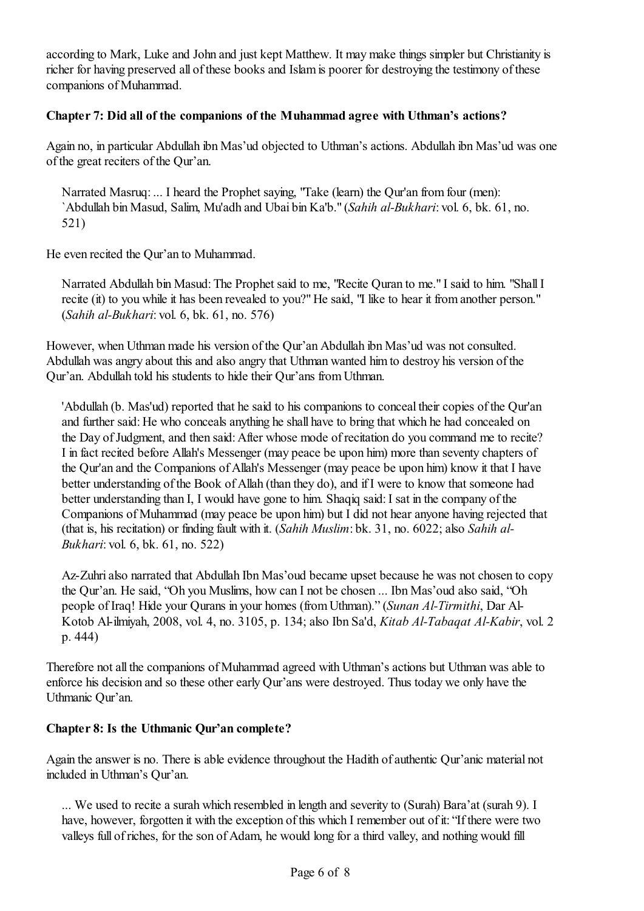according to Mark, Luke and John and just kept Matthew. It may make things simpler but Christianity is richer for having preserved all of these books and Islam is poorer for destroying the testimony of these companions of Muhammad.

**Chapter 7: Did all of the companions of the Muhammad agree with Uthman's actions?**

Again no, in particular Abdullah ibn Mas'ud objected to Uthman's actions. Abdullah ibn Mas'ud was one of the great reciters of the Qur'an.

> Narrated Masruq: ... I heard the Prophet saying, "Take (learn) the Qur'an from four (men): `Abdullah bin Masud, Salim, Mu'adh and Ubai bin Ka'b." (*Sahih al-Bukhari*: vol. 6, bk. 61, no. 521)

He even recited the Qur'an to Muhammad.

> Narrated Abdullah bin Masud: The Prophet said to me, "Recite Quran to me." I said to him. "Shall I recite (it) to you while it has been revealed to you?" He said, "I like to hear it from another person." (*Sahih al-Bukhari*: vol. 6, bk. 61, no. 576)

However, when Uthman made his version of the Qur'an Abdullah ibn Mas'ud was not consulted. Abdullah was angry about this and also angry that Uthman wanted him to destroy his version of the Qur'an. Abdullah told his students to hide their Qur'ans from Uthman.

> 'Abdullah (b. Mas'ud) reported that he said to his companions to conceal their copies of the Qur'an and further said: He who conceals anything he shall have to bring that which he had concealed on the Day of Judgment, and then said: After whose mode of recitation do you command me to recite? I in fact recited before Allah's Messenger (may peace be upon him) more than seventy chapters of the Qur'an and the Companions of Allah's Messenger (may peace be upon him) know it that I have better understanding of the Book of Allah (than they do), and if I were to know that someone had better understanding than I, I would have gone to him. Shaqiq said: I sat in the company of the Companions of Muhammad (may peace be upon him) but I did not hear anyone having rejected that (that is, his recitation) or finding fault with it. (*Sahih Muslim*: bk. 31, no. 6022; also *Sahih al-Bukhari*: vol. 6, bk. 61, no. 522)

> Az-Zuhri also narrated that Abdullah Ibn Mas'oud became upset because he was not chosen to copy the Qur'an. He said, "Oh you Muslims, how can I not be chosen ... Ibn Mas'oud also said, "Oh people of Iraq! Hide your Qurans in your homes (from Uthman)." (*Sunan Al-Tirmithi*, Dar Al-Kotob Al-ilmiyah, 2008, vol. 4, no. 3105, p. 134; also Ibn Sa'd, *Kitab Al-Tabaqat Al-Kabir*, vol. 2 p. 444)

Therefore not all the companions of Muhammad agreed with Uthman's actions but Uthman was able to enforce his decision and so these other early Qur'ans were destroyed. Thus today we only have the Uthmanic Qur'an.

**Chapter 8: Is the Uthmanic Qur'an complete?**

Again the answer is no. There is able evidence throughout the Hadith of authentic Qur'anic material not included in Uthman's Qur'an.

> ... We used to recite a surah which resembled in length and severity to (Surah) Bara'at (surah 9). I have, however, forgotten it with the exception of this which I remember out of it: "If there were two valleys full of riches, for the son of Adam, he would long for a third valley, and nothing would fill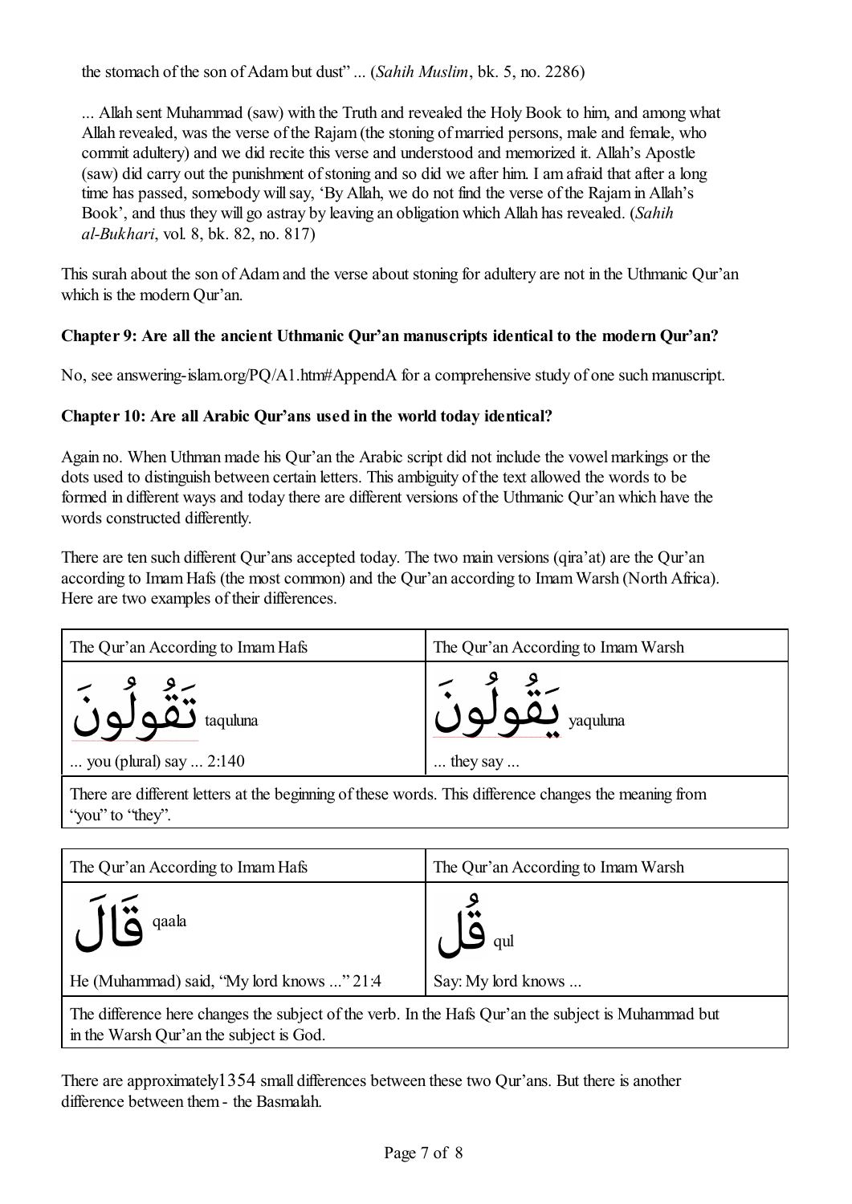the stomach of the son of Adam but dust" ... (*Sahih Muslim*, bk. 5, no. 2286)

> ... Allah sent Muhammad (saw) with the Truth and revealed the Holy Book to him, and among what Allah revealed, was the verse of the Rajam (the stoning of married persons, male and female, who commit adultery) and we did recite this verse and understood and memorized it. Allah's Apostle (saw) did carry out the punishment of stoning and so did we after him. I am afraid that after a long time has passed, somebody will say, 'By Allah, we do not find the verse of the Rajam in Allah's Book', and thus they will go astray by leaving an obligation which Allah has revealed. (*Sahih al-Bukhari*, vol. 8, bk. 82, no. 817)

This surah about the son of Adam and the verse about stoning for adultery are not in the Uthmanic Qur'an which is the modern Qur'an.

**Chapter 9: Are all the ancient Uthmanic Qur'an manuscripts identical to the modern Qur'an?**

No, see answering-islam.org/PQ/A1.htm#AppendA for a comprehensive study of one such manuscript.

**Chapter 10: Are all Arabic Qur'ans used in the world today identical?**

Again no. When Uthman made his Qur'an the Arabic script did not include the vowel markings or the dots used to distinguish between certain letters. This ambiguity of the text allowed the words to be formed in different ways and today there are different versions of the Uthmanic Qur'an which have the words constructed differently.

There are ten such different Qur'ans accepted today. The two main versions (qira'at) are the Qur'an according to Imam Hafs (the most common) and the Qur'an according to Imam Warsh (North Africa). Here are two examples of their differences.

| The Qur'an According to Imam Hafs | The Qur'an According to Imam Warsh |
|---|---|
| تَقُولُونَ taquluna | يَقُولُونَ yaquluna |
| ... you (plural) say ... 2:140 | ... they say ... |
| There are different letters at the beginning of these words. This difference changes the meaning from "you" to "they". | |

| The Qur'an According to Imam Hafs | The Qur'an According to Imam Warsh |
|---|---|
| قَالَ qaala | قُل qul |
| He (Muhammad) said, "My lord knows ..." 21:4 | Say: My lord knows ... |
| The difference here changes the subject of the verb. In the Hafs Qur'an the subject is Muhammad but in the Warsh Qur'an the subject is God. | |

There are approximately1354 small differences between these two Qur'ans. But there is another difference between them - the Basmalah.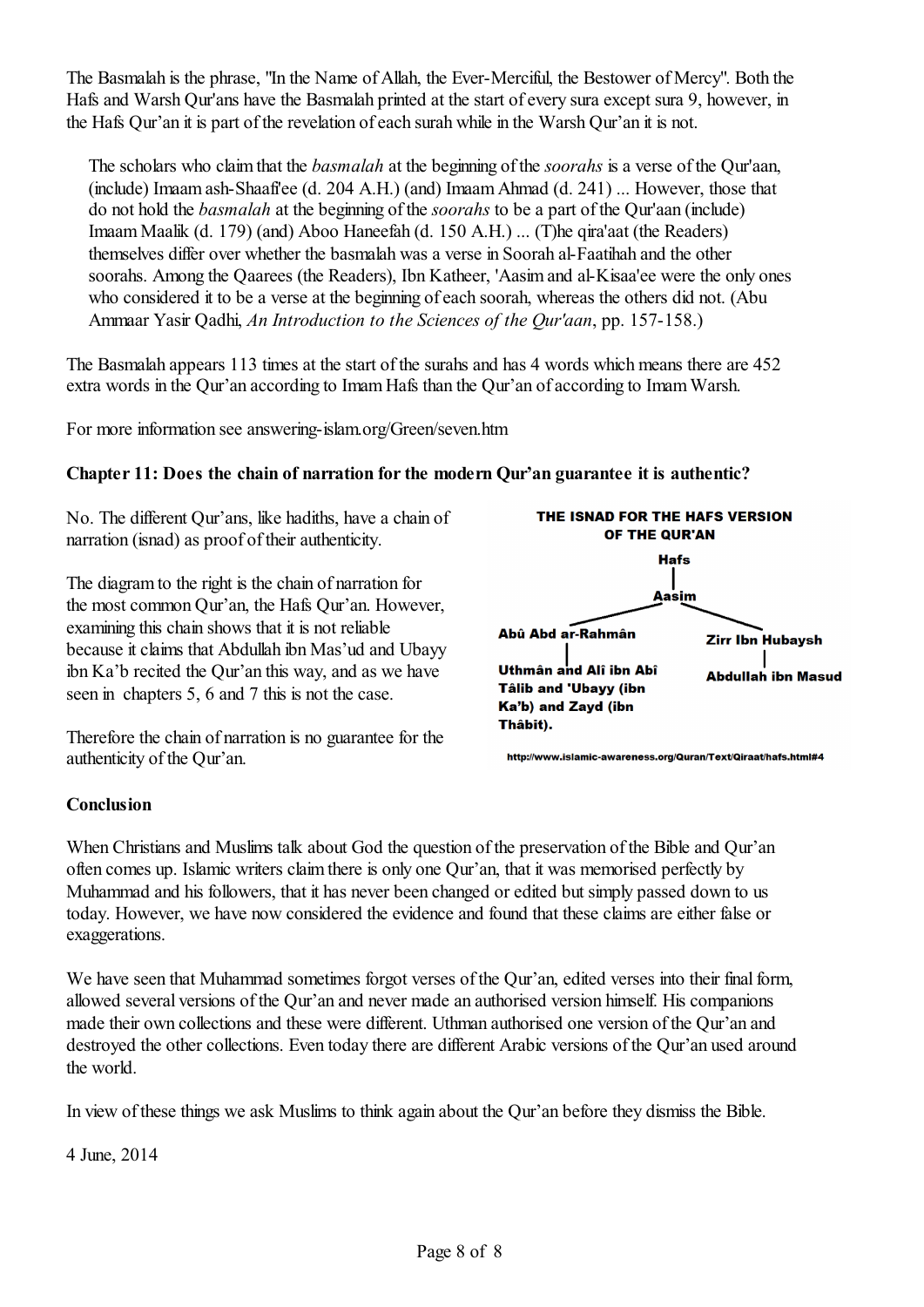The Basmalah is the phrase, "In the Name of Allah, the Ever-Merciful, the Bestower of Mercy". Both the Hafs and Warsh Qur'ans have the Basmalah printed at the start of every sura except sura 9, however, in the Hafs Qur'an it is part of the revelation of each surah while in the Warsh Qur'an it is not.

> The scholars who claim that the *basmalah* at the beginning of the *soorahs* is a verse of the Qur'aan, (include) Imaam ash-Shaafi'ee (d. 204 A.H.) (and) Imaam Ahmad (d. 241) ... However, those that do not hold the *basmalah* at the beginning of the *soorahs* to be a part of the Qur'aan (include) Imaam Maalik (d. 179) (and) Aboo Haneefah (d. 150 A.H.) ... (T)he qira'aat (the Readers) themselves differ over whether the basmalah was a verse in Soorah al-Faatihah and the other soorahs. Among the Qaarees (the Readers), Ibn Katheer, 'Aasim and al-Kisaa'ee were the only ones who considered it to be a verse at the beginning of each soorah, whereas the others did not. (Abu Ammaar Yasir Qadhi, *An Introduction to the Sciences of the Qur'aan*, pp. 157-158.)

The Basmalah appears 113 times at the start of the surahs and has 4 words which means there are 452 extra words in the Qur'an according to Imam Hafs than the Qur'an of according to Imam Warsh.

For more information see answering-islam.org/Green/seven.htm

**Chapter 11: Does the chain of narration for the modern Qur'an guarantee it is authentic?**

No. The different Qur'ans, like hadiths, have a chain of narration (isnad) as proof of their authenticity.

The diagram to the right is the chain of narration for the most common Qur'an, the Hafs Qur'an. However, examining this chain shows that it is not reliable because it claims that Abdullah ibn Mas'ud and Ubayy ibn Ka'b recited the Qur'an this way, and as we have seen in chapters 5, 6 and 7 this is not the case.

Therefore the chain of narration is no guarantee for the authenticity of the Qur'an.

**THE ISNAD FOR THE HAFS VERSION OF THE QUR'AN**

Hafs

Aasim

Abû Abd ar-Rahmân

Zirr Ibn Hubaysh

Uthmân and Alî ibn Abî Tâlib and 'Ubayy (ibn Ka'b) and Zayd (ibn Thâbit).

Abdullah ibn Masud

http://www.islamic-awareness.org/Quran/Text/Qiraat/hafs.html#4

**Conclusion**

When Christians and Muslims talk about God the question of the preservation of the Bible and Qur'an often comes up. Islamic writers claim there is only one Qur'an, that it was memorised perfectly by Muhammad and his followers, that it has never been changed or edited but simply passed down to us today. However, we have now considered the evidence and found that these claims are either false or exaggerations.

We have seen that Muhammad sometimes forgot verses of the Qur'an, edited verses into their final form, allowed several versions of the Qur'an and never made an authorised version himself. His companions made their own collections and these were different. Uthman authorised one version of the Qur'an and destroyed the other collections. Even today there are different Arabic versions of the Qur'an used around the world.

In view of these things we ask Muslims to think again about the Qur'an before they dismiss the Bible.

4 June, 2014